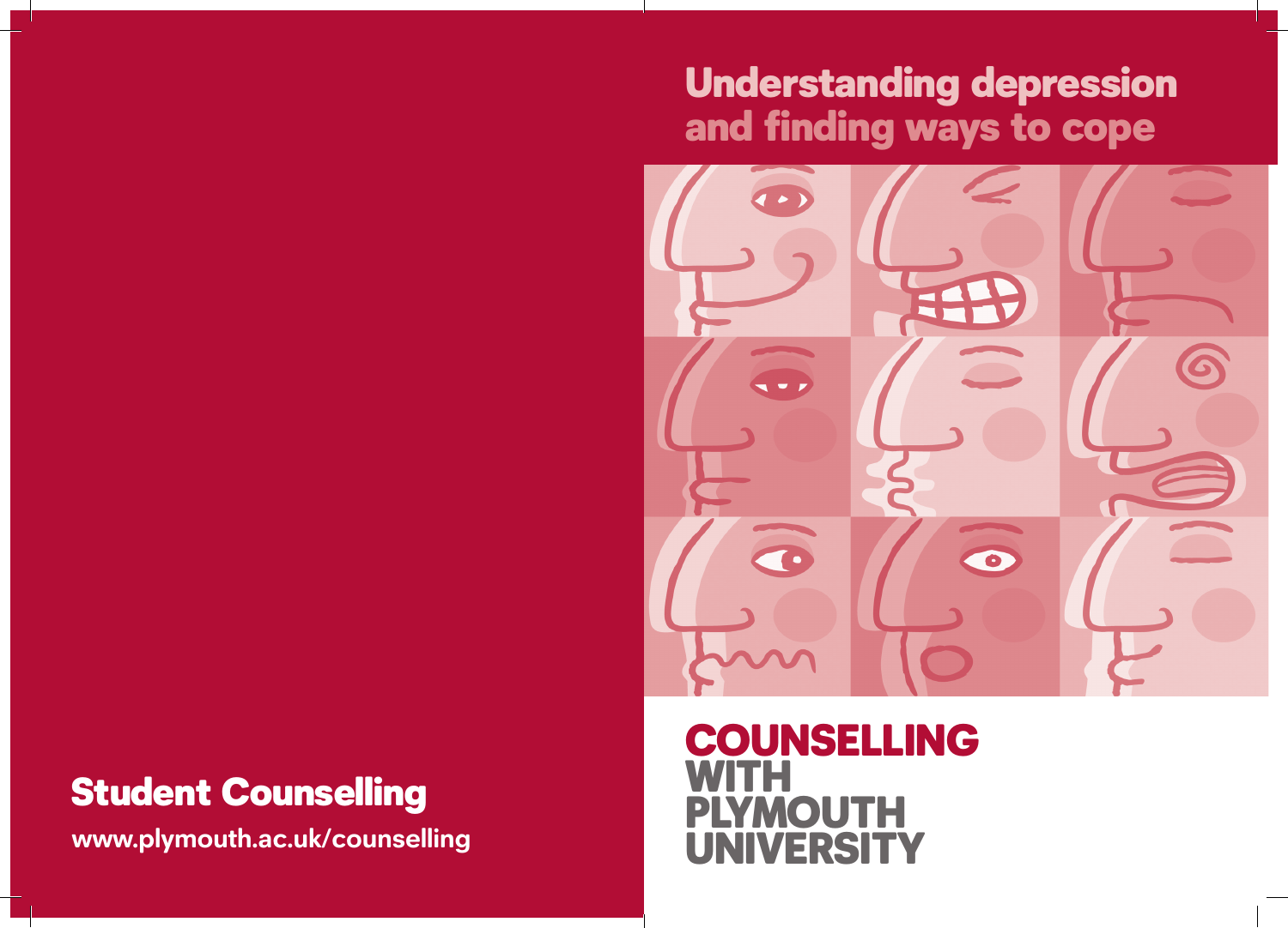# Understanding depression and finding ways to cope

**COUNSELLING WITH PLYMOUTH UNIVERSITY**

## Student Counselling

**www.plymouth.ac.uk/counselling**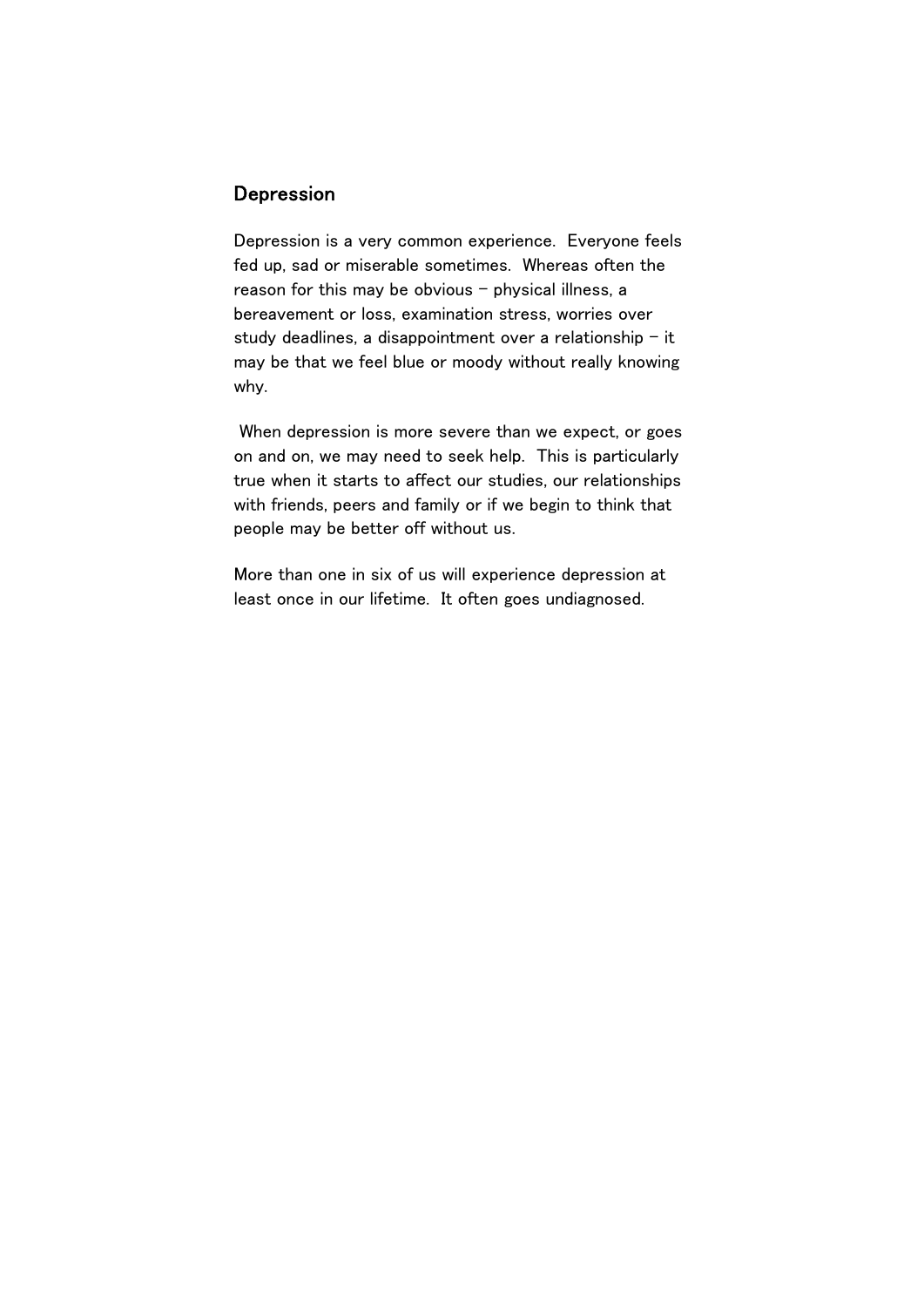## Depression

Depression is a very common experience. Everyone feels fed up, sad or miserable sometimes. Whereas often the reason for this may be obvious – physical illness, a bereavement or loss, examination stress, worries over study deadlines, a disappointment over a relationship – it may be that we feel blue or moody without really knowing why.

When depression is more severe than we expect, or goes on and on, we may need to seek help. This is particularly true when it starts to affect our studies, our relationships with friends, peers and family or if we begin to think that people may be better off without us.

More than one in six of us will experience depression at least once in our lifetime. It often goes undiagnosed.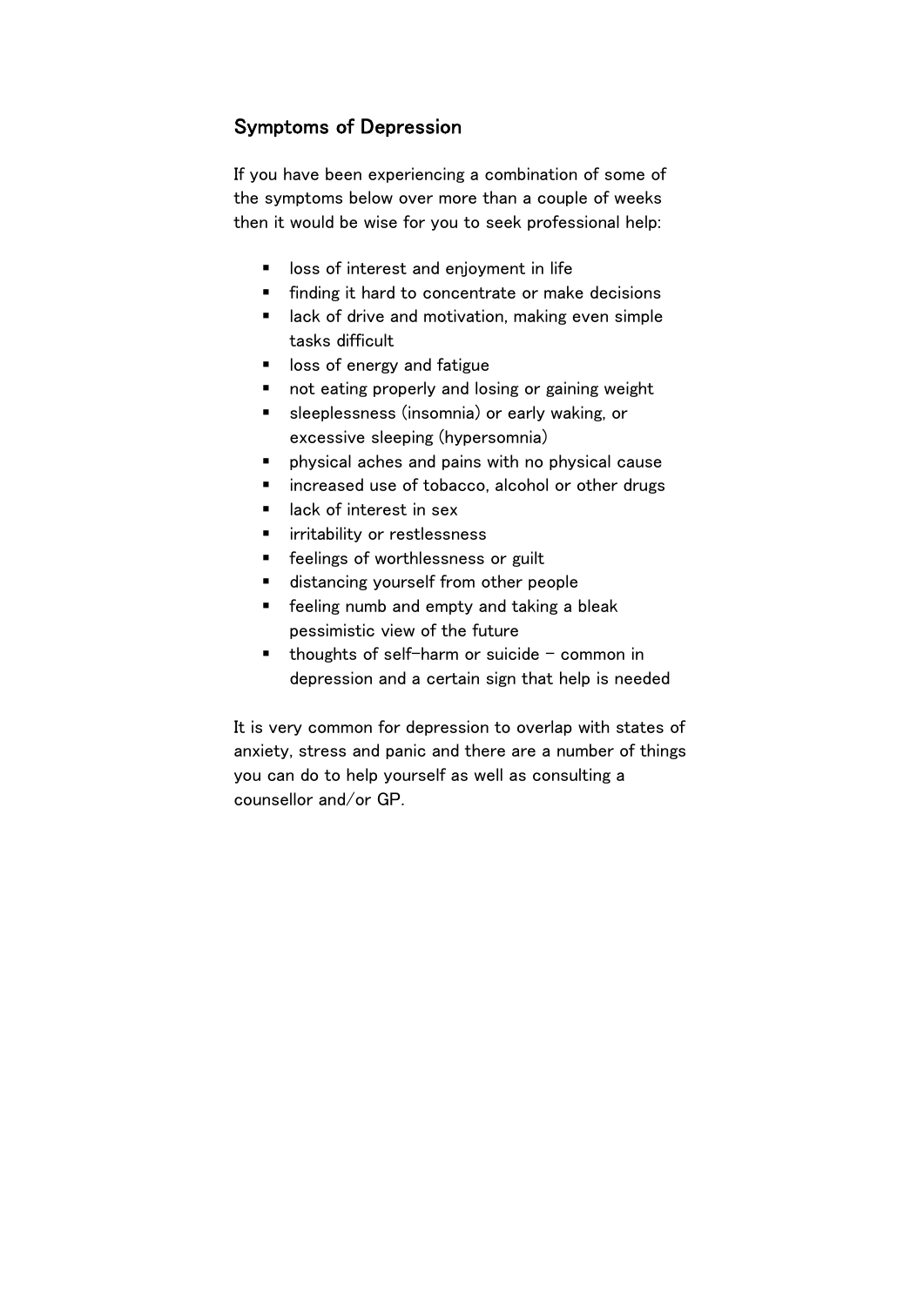## Symptoms of Depression

If you have been experiencing a combination of some of the symptoms below over more than a couple of weeks then it would be wise for you to seek professional help:

- loss of interest and enjoyment in life
- finding it hard to concentrate or make decisions
- lack of drive and motivation, making even simple tasks difficult
- loss of energy and fatigue
- not eating properly and losing or gaining weight
- sleeplessness (insomnia) or early waking, or excessive sleeping (hypersomnia)
- physical aches and pains with no physical cause
- increased use of tobacco, alcohol or other drugs
- lack of interest in sex
- irritability or restlessness
- feelings of worthlessness or guilt
- distancing yourself from other people
- feeling numb and empty and taking a bleak pessimistic view of the future
- thoughts of self-harm or suicide – common in depression and a certain sign that help is needed

It is very common for depression to overlap with states of anxiety, stress and panic and there are a number of things you can do to help yourself as well as consulting a counsellor and/or GP.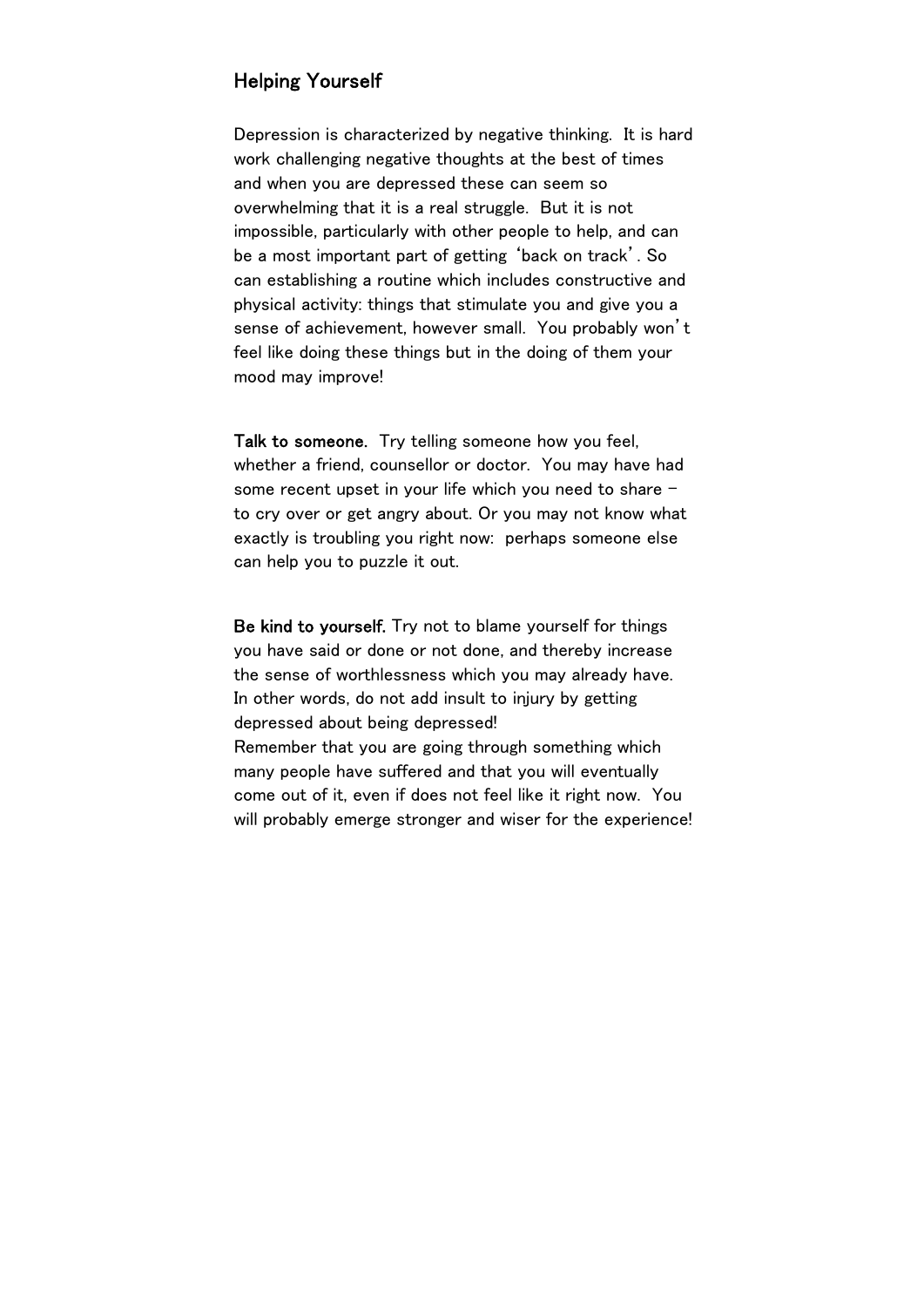## Helping Yourself

Depression is characterized by negative thinking. It is hard work challenging negative thoughts at the best of times and when you are depressed these can seem so overwhelming that it is a real struggle. But it is not impossible, particularly with other people to help, and can be a most important part of getting 'back on track'. So can establishing a routine which includes constructive and physical activity: things that stimulate you and give you a sense of achievement, however small. You probably won't feel like doing these things but in the doing of them your mood may improve!

**Talk to someone.** Try telling someone how you feel, whether a friend, counsellor or doctor. You may have had some recent upset in your life which you need to share – to cry over or get angry about. Or you may not know what exactly is troubling you right now: perhaps someone else can help you to puzzle it out.

**Be kind to yourself.** Try not to blame yourself for things you have said or done or not done, and thereby increase the sense of worthlessness which you may already have. In other words, do not add insult to injury by getting depressed about being depressed!
Remember that you are going through something which many people have suffered and that you will eventually come out of it, even if does not feel like it right now. You will probably emerge stronger and wiser for the experience!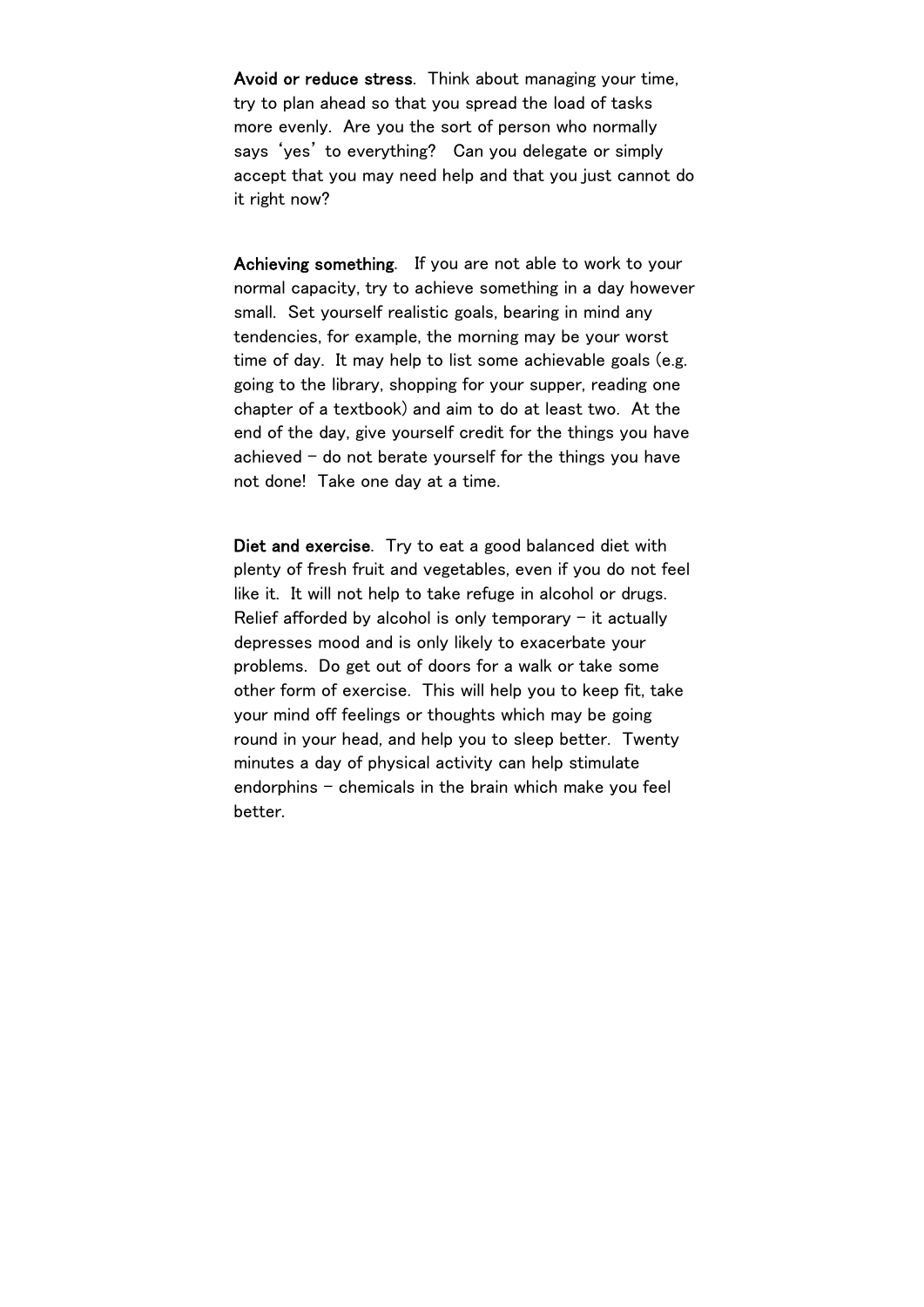**Avoid or reduce stress**. Think about managing your time, try to plan ahead so that you spread the load of tasks more evenly. Are you the sort of person who normally says 'yes' to everything? Can you delegate or simply accept that you may need help and that you just cannot do it right now?

**Achieving something**. If you are not able to work to your normal capacity, try to achieve something in a day however small. Set yourself realistic goals, bearing in mind any tendencies, for example, the morning may be your worst time of day. It may help to list some achievable goals (e.g. going to the library, shopping for your supper, reading one chapter of a textbook) and aim to do at least two. At the end of the day, give yourself credit for the things you have achieved – do not berate yourself for the things you have not done! Take one day at a time.

**Diet and exercise**. Try to eat a good balanced diet with plenty of fresh fruit and vegetables, even if you do not feel like it. It will not help to take refuge in alcohol or drugs. Relief afforded by alcohol is only temporary – it actually depresses mood and is only likely to exacerbate your problems. Do get out of doors for a walk or take some other form of exercise. This will help you to keep fit, take your mind off feelings or thoughts which may be going round in your head, and help you to sleep better. Twenty minutes a day of physical activity can help stimulate endorphins – chemicals in the brain which make you feel better.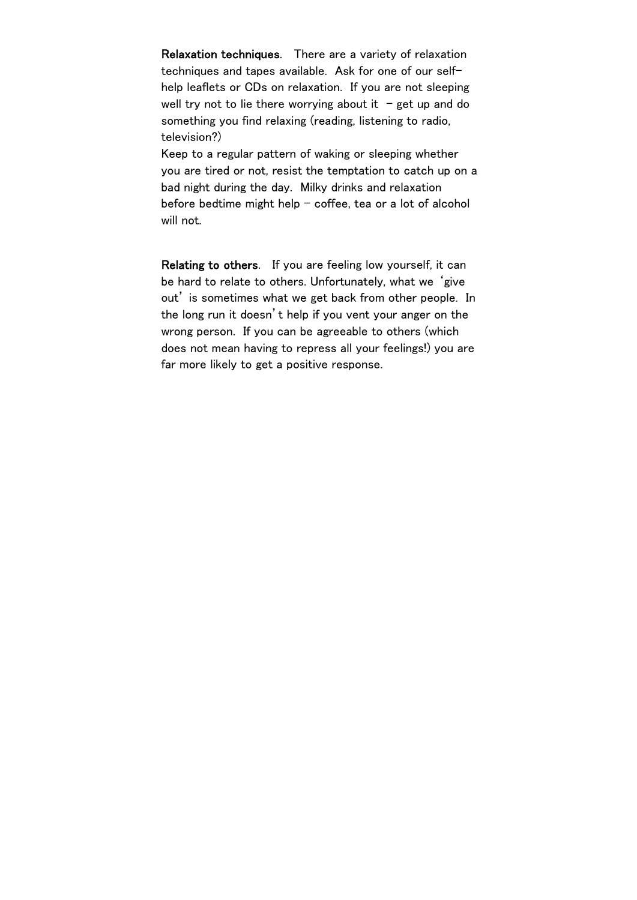**Relaxation techniques**. There are a variety of relaxation techniques and tapes available. Ask for one of our self-help leaflets or CDs on relaxation. If you are not sleeping well try not to lie there worrying about it – get up and do something you find relaxing (reading, listening to radio, television?)

Keep to a regular pattern of waking or sleeping whether you are tired or not, resist the temptation to catch up on a bad night during the day. Milky drinks and relaxation before bedtime might help – coffee, tea or a lot of alcohol will not.

**Relating to others**. If you are feeling low yourself, it can be hard to relate to others. Unfortunately, what we 'give out' is sometimes what we get back from other people. In the long run it doesn't help if you vent your anger on the wrong person. If you can be agreeable to others (which does not mean having to repress all your feelings!) you are far more likely to get a positive response.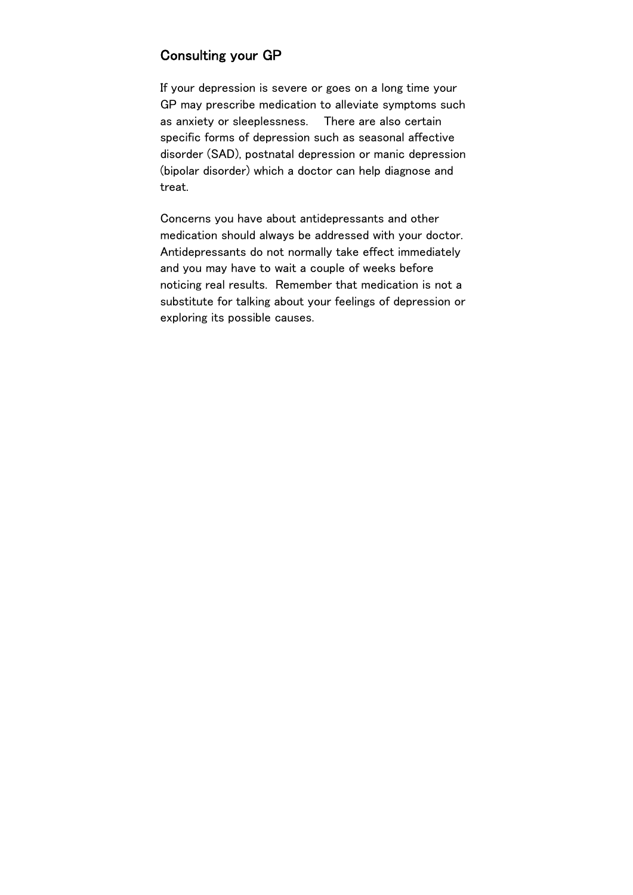## Consulting your GP

If your depression is severe or goes on a long time your GP may prescribe medication to alleviate symptoms such as anxiety or sleeplessness. There are also certain specific forms of depression such as seasonal affective disorder (SAD), postnatal depression or manic depression (bipolar disorder) which a doctor can help diagnose and treat.

Concerns you have about antidepressants and other medication should always be addressed with your doctor. Antidepressants do not normally take effect immediately and you may have to wait a couple of weeks before noticing real results. Remember that medication is not a substitute for talking about your feelings of depression or exploring its possible causes.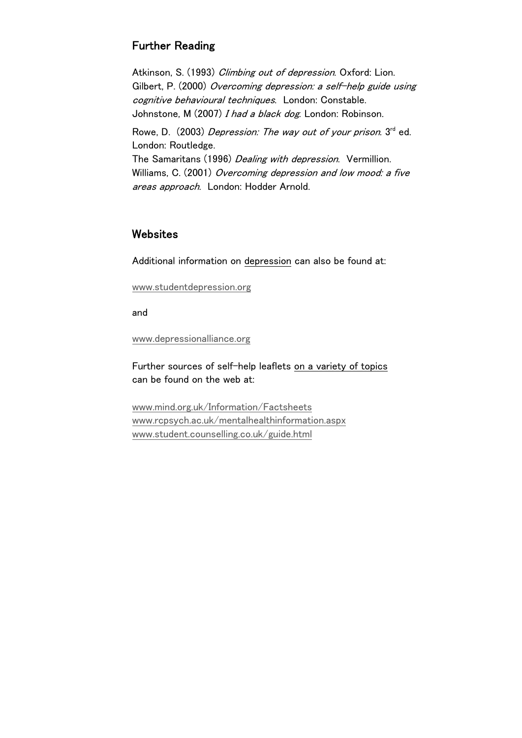## Further Reading

Atkinson, S. (1993) *Climbing out of depression*. Oxford: Lion.
Gilbert, P. (2000) *Overcoming depression: a self-help guide using cognitive behavioural techniques*. London: Constable.
Johnstone, M (2007) *I had a black dog*. London: Robinson.

Rowe, D. (2003) *Depression: The way out of your prison*. 3rd ed. London: Routledge.
The Samaritans (1996) *Dealing with depression*. Vermillion.
Williams, C. (2001) *Overcoming depression and low mood: a five areas approach*. London: Hodder Arnold.

## Websites

Additional information on depression can also be found at:

www.studentdepression.org

and

www.depressionalliance.org

Further sources of self-help leaflets on a variety of topics can be found on the web at:

www.mind.org.uk/Information/Factsheets
www.rcpsych.ac.uk/mentalhealthinformation.aspx
www.student.counselling.co.uk/guide.html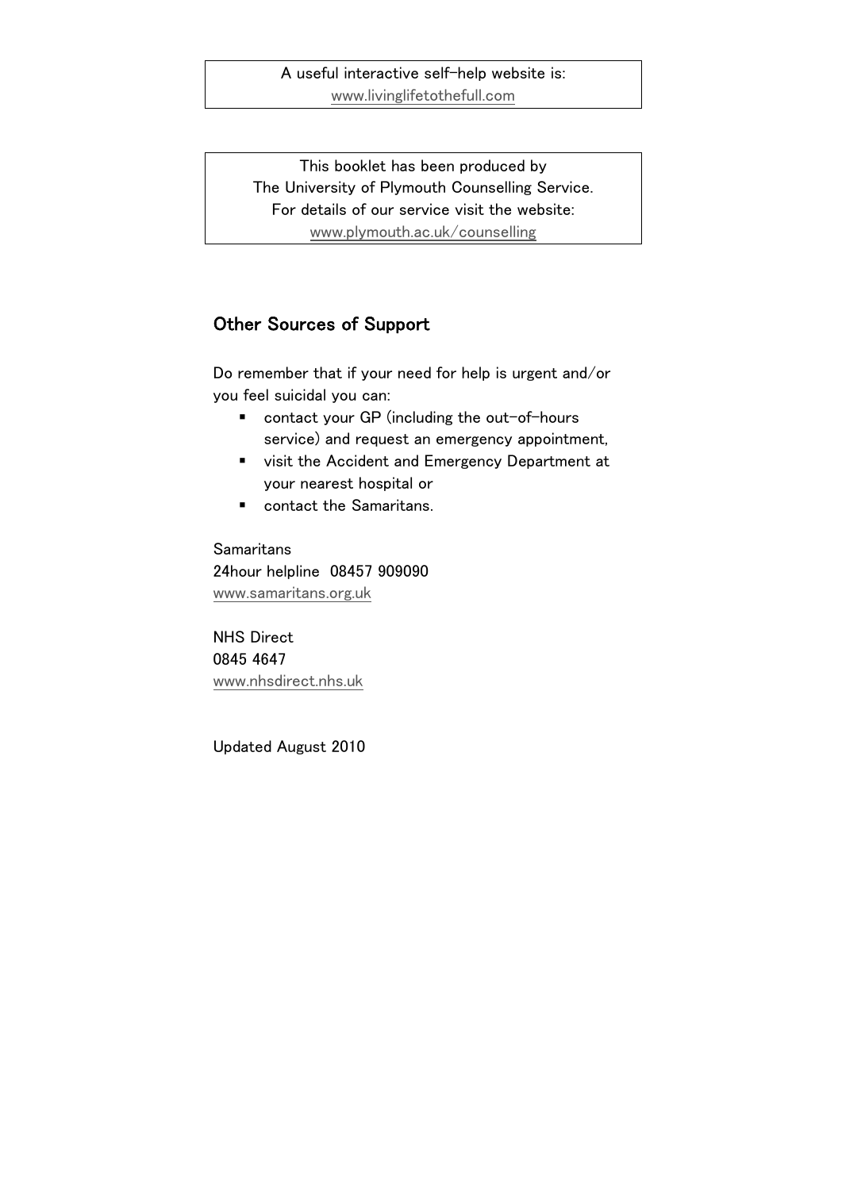A useful interactive self-help website is:
www.livinglifetothefull.com

This booklet has been produced by
The University of Plymouth Counselling Service.
For details of our service visit the website:
www.plymouth.ac.uk/counselling

## Other Sources of Support

Do remember that if your need for help is urgent and/or you feel suicidal you can:

- contact your GP (including the out-of-hours service) and request an emergency appointment,
- visit the Accident and Emergency Department at your nearest hospital or
- contact the Samaritans.

Samaritans
24hour helpline 08457 909090
www.samaritans.org.uk

NHS Direct
0845 4647
www.nhsdirect.nhs.uk

Updated August 2010